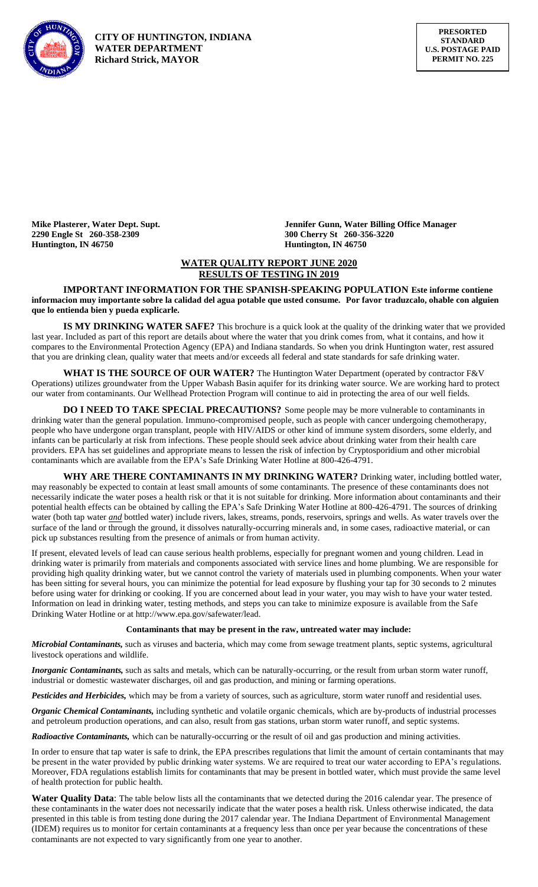**CITY OF HUNTINGTON, INDIANA**
**WATER DEPARTMENT**
**Richard Strick, MAYOR**

**PRESORTED**
**STANDARD**
**U.S. POSTAGE PAID**
**PERMIT NO. 225**

**Mike Plasterer, Water Dept. Supt.**
**2290 Engle St 260-358-2309**
**Huntington, IN 46750**

**Jennifer Gunn, Water Billing Office Manager**
**300 Cherry St 260-356-3220**
**Huntington, IN 46750**

## WATER QUALITY REPORT JUNE 2020
## RESULTS OF TESTING IN 2019

**IMPORTANT INFORMATION FOR THE SPANISH-SPEAKING POPULATION Este informe contiene informacion muy importante sobre la calidad del agua potable que usted consume. Por favor traduzcalo, ohable con alguien que lo entienda bien y pueda explicarle.**

**IS MY DRINKING WATER SAFE?** This brochure is a quick look at the quality of the drinking water that we provided last year. Included as part of this report are details about where the water that you drink comes from, what it contains, and how it compares to the Environmental Protection Agency (EPA) and Indiana standards. So when you drink Huntington water, rest assured that you are drinking clean, quality water that meets and/or exceeds all federal and state standards for safe drinking water.

**WHAT IS THE SOURCE OF OUR WATER?** The Huntington Water Department (operated by contractor F&V Operations) utilizes groundwater from the Upper Wabash Basin aquifer for its drinking water source. We are working hard to protect our water from contaminants. Our Wellhead Protection Program will continue to aid in protecting the area of our well fields.

**DO I NEED TO TAKE SPECIAL PRECAUTIONS?** Some people may be more vulnerable to contaminants in drinking water than the general population. Immuno-compromised people, such as people with cancer undergoing chemotherapy, people who have undergone organ transplant, people with HIV/AIDS or other kind of immune system disorders, some elderly, and infants can be particularly at risk from infections. These people should seek advice about drinking water from their health care providers. EPA has set guidelines and appropriate means to lessen the risk of infection by Cryptosporidium and other microbial contaminants which are available from the EPA's Safe Drinking Water Hotline at 800-426-4791.

**WHY ARE THERE CONTAMINANTS IN MY DRINKING WATER?** Drinking water, including bottled water, may reasonably be expected to contain at least small amounts of some contaminants. The presence of these contaminants does not necessarily indicate the water poses a health risk or that it is not suitable for drinking. More information about contaminants and their potential health effects can be obtained by calling the EPA's Safe Drinking Water Hotline at 800-426-4791. The sources of drinking water (both tap water ***and*** bottled water) include rivers, lakes, streams, ponds, reservoirs, springs and wells. As water travels over the surface of the land or through the ground, it dissolves naturally-occurring minerals and, in some cases, radioactive material, or can pick up substances resulting from the presence of animals or from human activity.

If present, elevated levels of lead can cause serious health problems, especially for pregnant women and young children. Lead in drinking water is primarily from materials and components associated with service lines and home plumbing. We are responsible for providing high quality drinking water, but we cannot control the variety of materials used in plumbing components. When your water has been sitting for several hours, you can minimize the potential for lead exposure by flushing your tap for 30 seconds to 2 minutes before using water for drinking or cooking. If you are concerned about lead in your water, you may wish to have your water tested. Information on lead in drinking water, testing methods, and steps you can take to minimize exposure is available from the Safe Drinking Water Hotline or at http://www.epa.gov/safewater/lead.

**Contaminants that may be present in the raw, untreated water may include:**

***Microbial Contaminants,*** such as viruses and bacteria, which may come from sewage treatment plants, septic systems, agricultural livestock operations and wildlife.

***Inorganic Contaminants,*** such as salts and metals, which can be naturally-occurring, or the result from urban storm water runoff, industrial or domestic wastewater discharges, oil and gas production, and mining or farming operations.

***Pesticides and Herbicides,*** which may be from a variety of sources, such as agriculture, storm water runoff and residential uses.

***Organic Chemical Contaminants,*** including synthetic and volatile organic chemicals, which are by-products of industrial processes and petroleum production operations, and can also, result from gas stations, urban storm water runoff, and septic systems.

***Radioactive Contaminants,*** which can be naturally-occurring or the result of oil and gas production and mining activities.

In order to ensure that tap water is safe to drink, the EPA prescribes regulations that limit the amount of certain contaminants that may be present in the water provided by public drinking water systems. We are required to treat our water according to EPA's regulations. Moreover, FDA regulations establish limits for contaminants that may be present in bottled water, which must provide the same level of health protection for public health.

**Water Quality Data**: The table below lists all the contaminants that we detected during the 2016 calendar year. The presence of these contaminants in the water does not necessarily indicate that the water poses a health risk. Unless otherwise indicated, the data presented in this table is from testing done during the 2017 calendar year. The Indiana Department of Environmental Management (IDEM) requires us to monitor for certain contaminants at a frequency less than once per year because the concentrations of these contaminants are not expected to vary significantly from one year to another.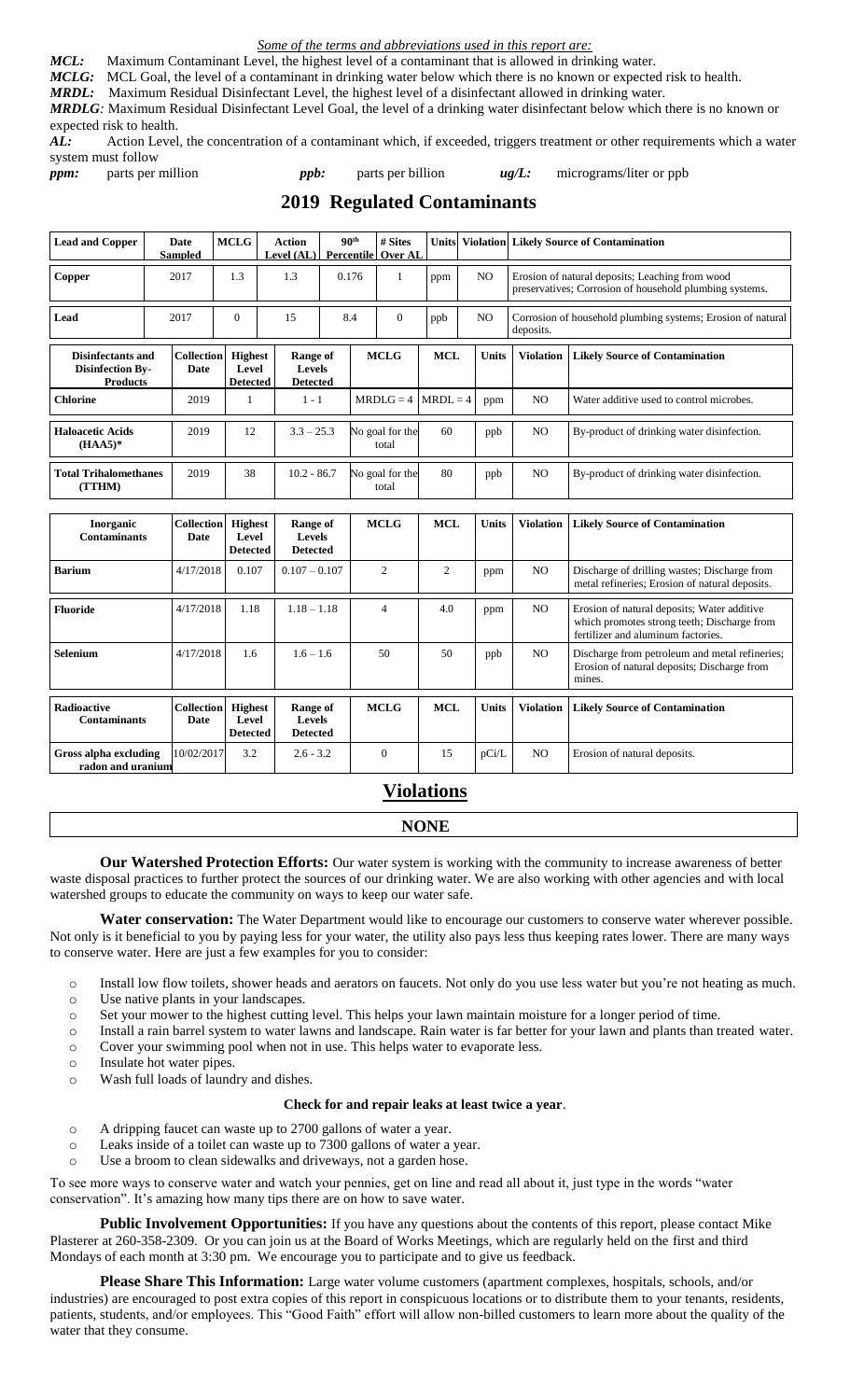*Some of the terms and abbreviations used in this report are:*

***MCL:*** Maximum Contaminant Level, the highest level of a contaminant that is allowed in drinking water.

***MCLG:*** MCL Goal, the level of a contaminant in drinking water below which there is no known or expected risk to health.

***MRDL:*** Maximum Residual Disinfectant Level, the highest level of a disinfectant allowed in drinking water.

***MRDLG:*** Maximum Residual Disinfectant Level Goal, the level of a drinking water disinfectant below which there is no known or expected risk to health.

***AL:*** Action Level, the concentration of a contaminant which, if exceeded, triggers treatment or other requirements which a water system must follow

***ppm:*** parts per million ***ppb:*** parts per billion ***ug/L:*** micrograms/liter or ppb

## 2019 Regulated Contaminants

| Lead and Copper | Date Sampled | MCLG | Action Level (AL) | 90th Percentile | # Sites Over AL | Units | Violation | Likely Source of Contamination |
|---|---|---|---|---|---|---|---|---|
| Copper | 2017 | 1.3 | 1.3 | 0.176 | 1 | ppm | NO | Erosion of natural deposits; Leaching from wood preservatives; Corrosion of household plumbing systems. |
| Lead | 2017 | 0 | 15 | 8.4 | 0 | ppb | NO | Corrosion of household plumbing systems; Erosion of natural deposits. |

| Disinfectants and Disinfection By-Products | Collection Date | Highest Level Detected | Range of Levels Detected | MCLG | MCL | Units | Violation | Likely Source of Contamination |
|---|---|---|---|---|---|---|---|---|
| Chlorine | 2019 | 1 | 1 - 1 | MRDLG = 4 | MRDL = 4 | ppm | NO | Water additive used to control microbes. |
| Haloacetic Acids (HAA5)* | 2019 | 12 | 3.3 – 25.3 | No goal for the total | 60 | ppb | NO | By-product of drinking water disinfection. |
| Total Trihalomethanes (TTHM) | 2019 | 38 | 10.2 - 86.7 | No goal for the total | 80 | ppb | NO | By-product of drinking water disinfection. |

| Inorganic Contaminants | Collection Date | Highest Level Detected | Range of Levels Detected | MCLG | MCL | Units | Violation | Likely Source of Contamination |
|---|---|---|---|---|---|---|---|---|
| Barium | 4/17/2018 | 0.107 | 0.107 – 0.107 | 2 | 2 | ppm | NO | Discharge of drilling wastes; Discharge from metal refineries; Erosion of natural deposits. |
| Fluoride | 4/17/2018 | 1.18 | 1.18 – 1.18 | 4 | 4.0 | ppm | NO | Erosion of natural deposits; Water additive which promotes strong teeth; Discharge from fertilizer and aluminum factories. |
| Selenium | 4/17/2018 | 1.6 | 1.6 – 1.6 | 50 | 50 | ppb | NO | Discharge from petroleum and metal refineries; Erosion of natural deposits; Discharge from mines. |

| Radioactive Contaminants | Collection Date | Highest Level Detected | Range of Levels Detected | MCLG | MCL | Units | Violation | Likely Source of Contamination |
|---|---|---|---|---|---|---|---|---|
| Gross alpha excluding radon and uranium | 10/02/2017 | 3.2 | 2.6 - 3.2 | 0 | 15 | pCi/L | NO | Erosion of natural deposits. |

## Violations

**NONE**

**Our Watershed Protection Efforts:** Our water system is working with the community to increase awareness of better waste disposal practices to further protect the sources of our drinking water. We are also working with other agencies and with local watershed groups to educate the community on ways to keep our water safe.

**Water conservation:** The Water Department would like to encourage our customers to conserve water wherever possible. Not only is it beneficial to you by paying less for your water, the utility also pays less thus keeping rates lower. There are many ways to conserve water. Here are just a few examples for you to consider:

- Install low flow toilets, shower heads and aerators on faucets. Not only do you use less water but you're not heating as much.
- Use native plants in your landscapes.
- Set your mower to the highest cutting level. This helps your lawn maintain moisture for a longer period of time.
- Install a rain barrel system to water lawns and landscape. Rain water is far better for your lawn and plants than treated water.
- Cover your swimming pool when not in use. This helps water to evaporate less.
- Insulate hot water pipes.
- Wash full loads of laundry and dishes.

**Check for and repair leaks at least twice a year**.

- A dripping faucet can waste up to 2700 gallons of water a year.
- Leaks inside of a toilet can waste up to 7300 gallons of water a year.
- Use a broom to clean sidewalks and driveways, not a garden hose.

To see more ways to conserve water and watch your pennies, get on line and read all about it, just type in the words "water conservation". It's amazing how many tips there are on how to save water.

**Public Involvement Opportunities:** If you have any questions about the contents of this report, please contact Mike Plasterer at 260-358-2309. Or you can join us at the Board of Works Meetings, which are regularly held on the first and third Mondays of each month at 3:30 pm. We encourage you to participate and to give us feedback.

**Please Share This Information:** Large water volume customers (apartment complexes, hospitals, schools, and/or industries) are encouraged to post extra copies of this report in conspicuous locations or to distribute them to your tenants, residents, patients, students, and/or employees. This "Good Faith" effort will allow non-billed customers to learn more about the quality of the water that they consume.